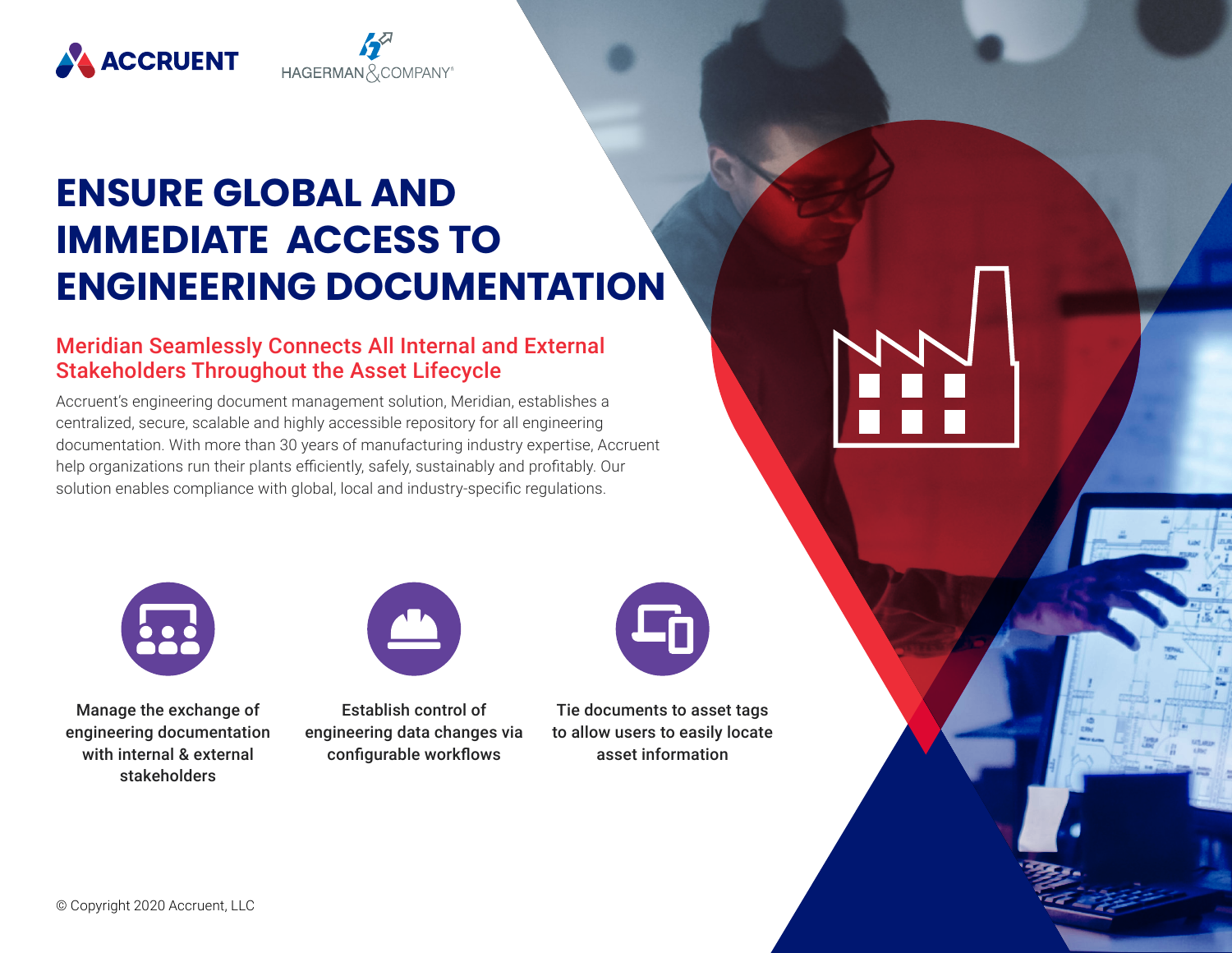ACCRUENT HAGERMAN & COMPANY

# ENSURE GLOBAL AND IMMEDIATE ACCESS TO ENGINEERING DOCUMENTATION

## Meridian Seamlessly Connects All Internal and External Stakeholders Throughout the Asset Lifecycle

Accruent's engineering document management solution, Meridian, establishes a centralized, secure, scalable and highly accessible repository for all engineering documentation. With more than 30 years of manufacturing industry expertise, Accruent help organizations run their plants efficiently, safely, sustainably and profitably. Our solution enables compliance with global, local and industry-specific regulations.

Manage the exchange of engineering documentation with internal & external stakeholders

Establish control of engineering data changes via configurable workflows

Tie documents to asset tags to allow users to easily locate asset information

© Copyright 2020 Accruent, LLC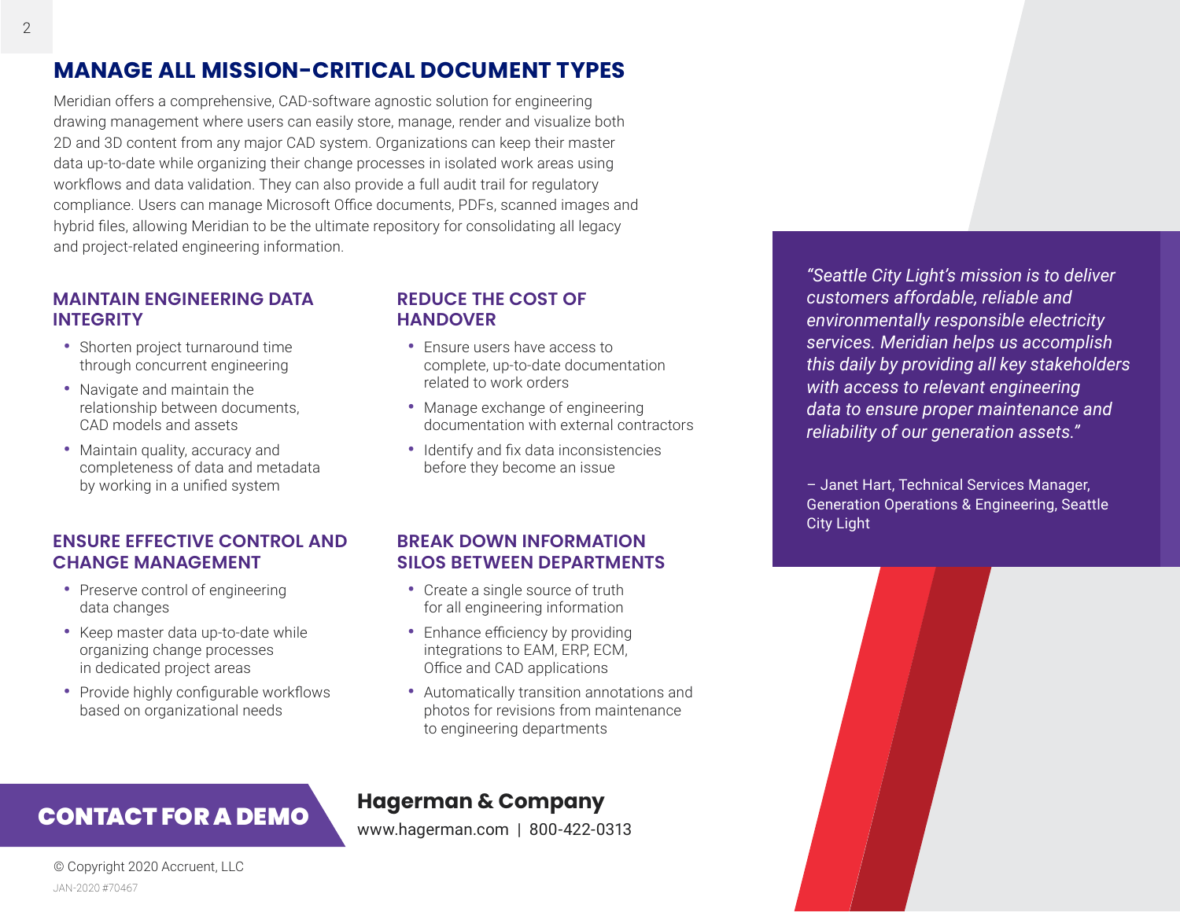# MANAGE ALL MISSION-CRITICAL DOCUMENT TYPES

Meridian offers a comprehensive, CAD-software agnostic solution for engineering drawing management where users can easily store, manage, render and visualize both 2D and 3D content from any major CAD system. Organizations can keep their master data up-to-date while organizing their change processes in isolated work areas using workflows and data validation. They can also provide a full audit trail for regulatory compliance. Users can manage Microsoft Office documents, PDFs, scanned images and hybrid files, allowing Meridian to be the ultimate repository for consolidating all legacy and project-related engineering information.

## MAINTAIN ENGINEERING DATA INTEGRITY

- Shorten project turnaround time through concurrent engineering
- Navigate and maintain the relationship between documents, CAD models and assets
- Maintain quality, accuracy and completeness of data and metadata by working in a unified system

## ENSURE EFFECTIVE CONTROL AND CHANGE MANAGEMENT

- Preserve control of engineering data changes
- Keep master data up-to-date while organizing change processes in dedicated project areas
- Provide highly configurable workflows based on organizational needs

## REDUCE THE COST OF HANDOVER

- Ensure users have access to complete, up-to-date documentation related to work orders
- Manage exchange of engineering documentation with external contractors
- Identify and fix data inconsistencies before they become an issue

## BREAK DOWN INFORMATION SILOS BETWEEN DEPARTMENTS

- Create a single source of truth for all engineering information
- Enhance efficiency by providing integrations to EAM, ERP, ECM, Office and CAD applications
- Automatically transition annotations and photos for revisions from maintenance to engineering departments

*“Seattle City Light’s mission is to deliver customers affordable, reliable and environmentally responsible electricity services. Meridian helps us accomplish this daily by providing all key stakeholders with access to relevant engineering data to ensure proper maintenance and reliability of our generation assets.”*

– Janet Hart, Technical Services Manager, Generation Operations & Engineering, Seattle City Light

## CONTACT FOR A DEMO

**Hagerman & Company**

www.hagerman.com | 800-422-0313

© Copyright 2020 Accruent, LLC

JAN-2020 #70467